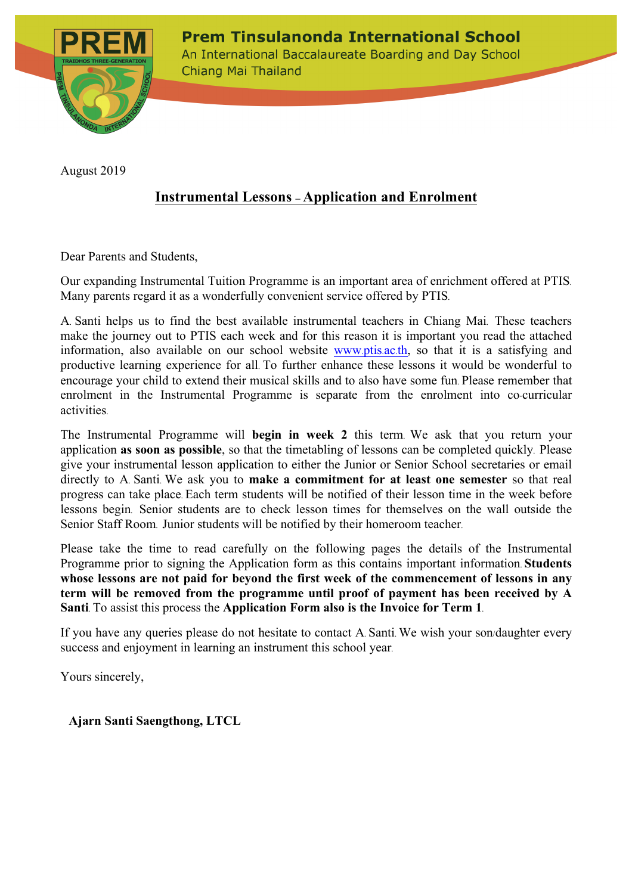**Prem Tinsulanonda International School**
An International Baccalaureate Boarding and Day School
Chiang Mai Thailand

August 2019

## Instrumental Lessons – Application and Enrolment

Dear Parents and Students,

Our expanding Instrumental Tuition Programme is an important area of enrichment offered at PTIS. Many parents regard it as a wonderfully convenient service offered by PTIS.

A. Santi helps us to find the best available instrumental teachers in Chiang Mai. These teachers make the journey out to PTIS each week and for this reason it is important you read the attached information, also available on our school website www.ptis.ac.th, so that it is a satisfying and productive learning experience for all. To further enhance these lessons it would be wonderful to encourage your child to extend their musical skills and to also have some fun. Please remember that enrolment in the Instrumental Programme is separate from the enrolment into co-curricular activities.

The Instrumental Programme will **begin in week 2** this term. We ask that you return your application **as soon as possible**, so that the timetabling of lessons can be completed quickly. Please give your instrumental lesson application to either the Junior or Senior School secretaries or email directly to A. Santi. We ask you to **make a commitment for at least one semester** so that real progress can take place. Each term students will be notified of their lesson time in the week before lessons begin. Senior students are to check lesson times for themselves on the wall outside the Senior Staff Room. Junior students will be notified by their homeroom teacher.

Please take the time to read carefully on the following pages the details of the Instrumental Programme prior to signing the Application form as this contains important information. **Students whose lessons are not paid for beyond the first week of the commencement of lessons in any term will be removed from the programme until proof of payment has been received by A Santi**. To assist this process the **Application Form also is the Invoice for Term 1**.

If you have any queries please do not hesitate to contact A. Santi. We wish your son/daughter every success and enjoyment in learning an instrument this school year.

Yours sincerely,

**Ajarn Santi Saengthong, LTCL**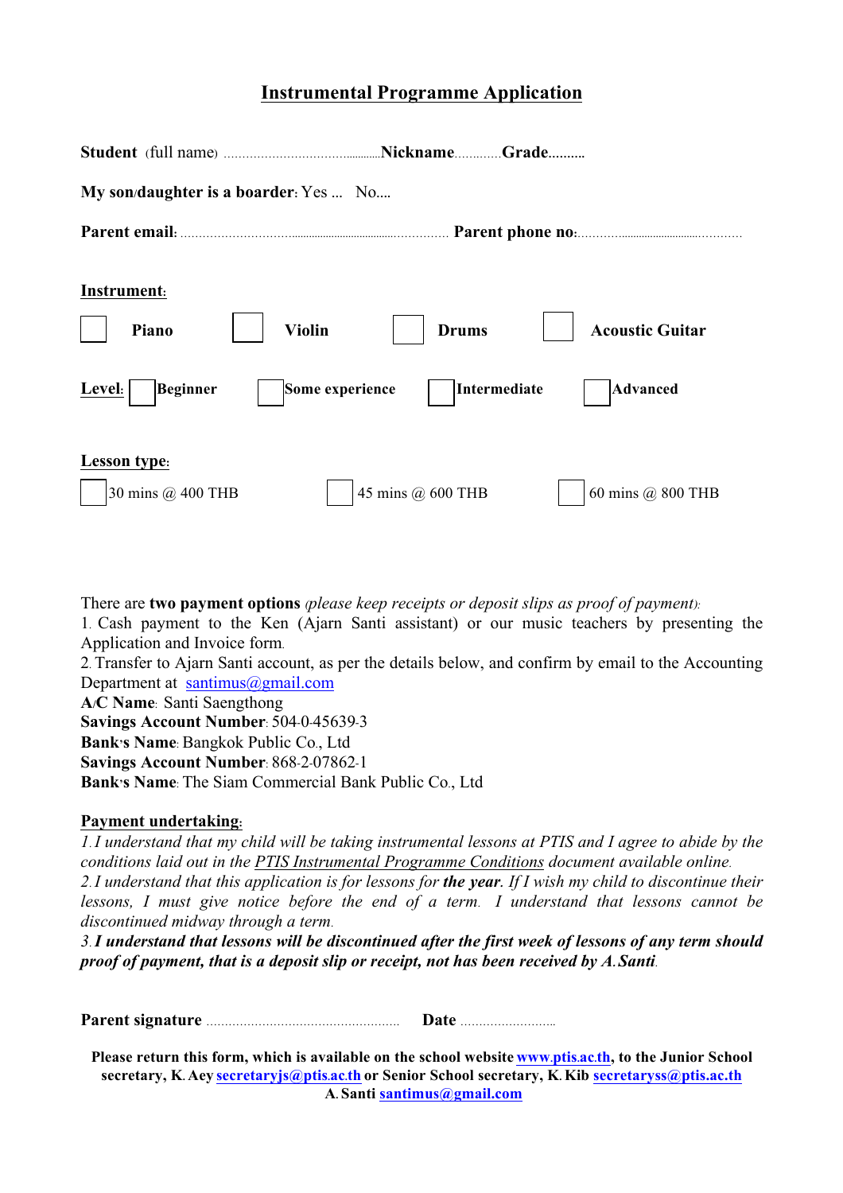# Instrumental Programme Application

**Student** (full name) ..............................................**Nickname**.............**Grade**..........

**My son/daughter is a boarder**: Yes ... No....

**Parent email**: ................................................................................ **Parent phone no**:...............................................

**Instrument**:

☐ **Piano** ☐ **Violin** ☐ **Drums** ☐ **Acoustic Guitar**

**Level**: ☐ **Beginner** ☐ **Some experience** ☐ **Intermediate** ☐ **Advanced**

**Lesson type**:

☐ 30 mins @ 400 THB ☐ 45 mins @ 600 THB ☐ 60 mins @ 800 THB

There are **two payment options** *(please keep receipts or deposit slips as proof of payment)*:

1. Cash payment to the Ken (Ajarn Santi assistant) or our music teachers by presenting the Application and Invoice form.
2. Transfer to Ajarn Santi account, as per the details below, and confirm by email to the Accounting Department at santimus@gmail.com

**A/C Name**: Santi Saengthong
**Savings Account Number**: 504-0-45639-3
**Bank's Name**: Bangkok Public Co., Ltd
**Savings Account Number**: 868-2-07862-1
**Bank's Name**: The Siam Commercial Bank Public Co., Ltd

**Payment undertaking**:

*1. I understand that my child will be taking instrumental lessons at PTIS and I agree to abide by the conditions laid out in the PTIS Instrumental Programme Conditions document available online.*

*2. I understand that this application is for lessons for **the year**. If I wish my child to discontinue their lessons, I must give notice before the end of a term. I understand that lessons cannot be discontinued midway through a term.*

***3. I understand that lessons will be discontinued after the first week of lessons of any term should proof of payment, that is a deposit slip or receipt, not has been received by A. Santi.***

**Parent signature** ..................................................... **Date** ...........................

**Please return this form, which is available on the school website www.ptis.ac.th, to the Junior School secretary, K. Aey secretaryjs@ptis.ac.th or Senior School secretary, K. Kib secretaryss@ptis.ac.th A. Santi santimus@gmail.com**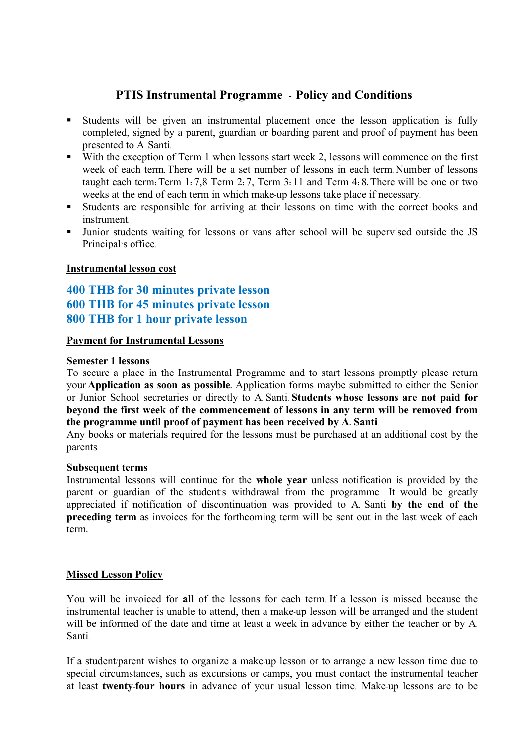# PTIS Instrumental Programme - Policy and Conditions

- Students will be given an instrumental placement once the lesson application is fully completed, signed by a parent, guardian or boarding parent and proof of payment has been presented to A. Santi.
- With the exception of Term 1 when lessons start week 2, lessons will commence on the first week of each term. There will be a set number of lessons in each term. Number of lessons taught each term: Term 1: 7,8 Term 2: 7, Term 3: 11 and Term 4: 8. There will be one or two weeks at the end of each term in which make-up lessons take place if necessary.
- Students are responsible for arriving at their lessons on time with the correct books and instrument.
- Junior students waiting for lessons or vans after school will be supervised outside the JS Principal's office.

## Instrumental lesson cost

**400 THB for 30 minutes private lesson**
**600 THB for 45 minutes private lesson**
**800 THB for 1 hour private lesson**

## Payment for Instrumental Lessons

### Semester 1 lessons

To secure a place in the Instrumental Programme and to start lessons promptly please return your **Application as soon as possible.** Application forms maybe submitted to either the Senior or Junior School secretaries or directly to A. Santi. **Students whose lessons are not paid for beyond the first week of the commencement of lessons in any term will be removed from the programme until proof of payment has been received by A. Santi**.
Any books or materials required for the lessons must be purchased at an additional cost by the parents.

### Subsequent terms

Instrumental lessons will continue for the **whole year** unless notification is provided by the parent or guardian of the student's withdrawal from the programme. It would be greatly appreciated if notification of discontinuation was provided to A. Santi **by the end of the preceding term** as invoices for the forthcoming term will be sent out in the last week of each term.

## Missed Lesson Policy

You will be invoiced for **all** of the lessons for each term. If a lesson is missed because the instrumental teacher is unable to attend, then a make-up lesson will be arranged and the student will be informed of the date and time at least a week in advance by either the teacher or by A. Santi.

If a student/parent wishes to organize a make-up lesson or to arrange a new lesson time due to special circumstances, such as excursions or camps, you must contact the instrumental teacher at least **twenty-four hours** in advance of your usual lesson time. Make-up lessons are to be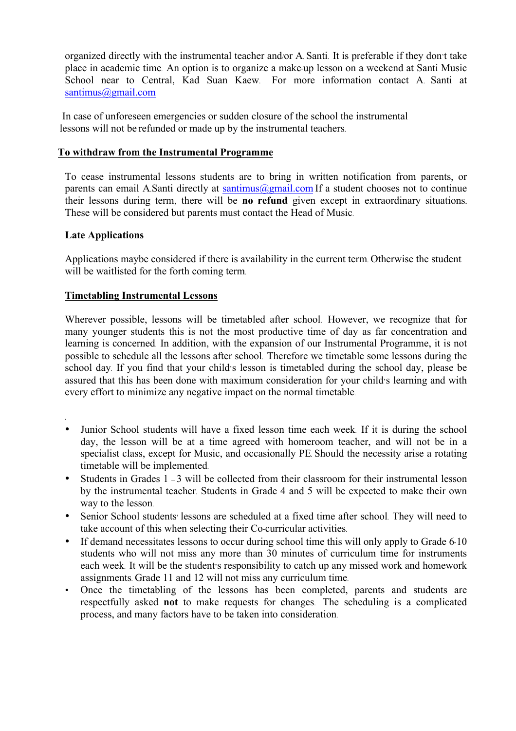organized directly with the instrumental teacher and/or A. Santi. It is preferable if they don't take place in academic time. An option is to organize a make-up lesson on a weekend at Santi Music School near to Central, Kad Suan Kaew. For more information contact A. Santi at santimus@gmail.com

In case of unforeseen emergencies or sudden closure of the school the instrumental lessons will not be refunded or made up by the instrumental teachers.

## To withdraw from the Instrumental Programme

To cease instrumental lessons students are to bring in written notification from parents, or parents can email A.Santi directly at santimus@gmail.com If a student chooses not to continue their lessons during term, there will be **no refund** given except in extraordinary situations. These will be considered but parents must contact the Head of Music.

## Late Applications

Applications maybe considered if there is availability in the current term. Otherwise the student will be waitlisted for the forth coming term.

## Timetabling Instrumental Lessons

Wherever possible, lessons will be timetabled after school. However, we recognize that for many younger students this is not the most productive time of day as far as concentration and learning is concerned. In addition, with the expansion of our Instrumental Programme, it is not possible to schedule all the lessons after school. Therefore we timetable some lessons during the school day. If you find that your child's lesson is timetabled during the school day, please be assured that this has been done with maximum consideration for your child's learning and with every effort to minimize any negative impact on the normal timetable.

- Junior School students will have a fixed lesson time each week. If it is during the school day, the lesson will be at a time agreed with homeroom teacher, and will not be in a specialist class, except for Music, and occasionally PE. Should the necessity arise a rotating timetable will be implemented.
- Students in Grades 1 – 3 will be collected from their classroom for their instrumental lesson by the instrumental teacher. Students in Grade 4 and 5 will be expected to make their own way to the lesson.
- Senior School students' lessons are scheduled at a fixed time after school. They will need to take account of this when selecting their Co-curricular activities.
- If demand necessitates lessons to occur during school time this will only apply to Grade 6-10 students who will not miss any more than 30 minutes of curriculum time for instruments each week. It will be the student's responsibility to catch up any missed work and homework assignments. Grade 11 and 12 will not miss any curriculum time.
- Once the timetabling of the lessons has been completed, parents and students are respectfully asked **not** to make requests for changes. The scheduling is a complicated process, and many factors have to be taken into consideration.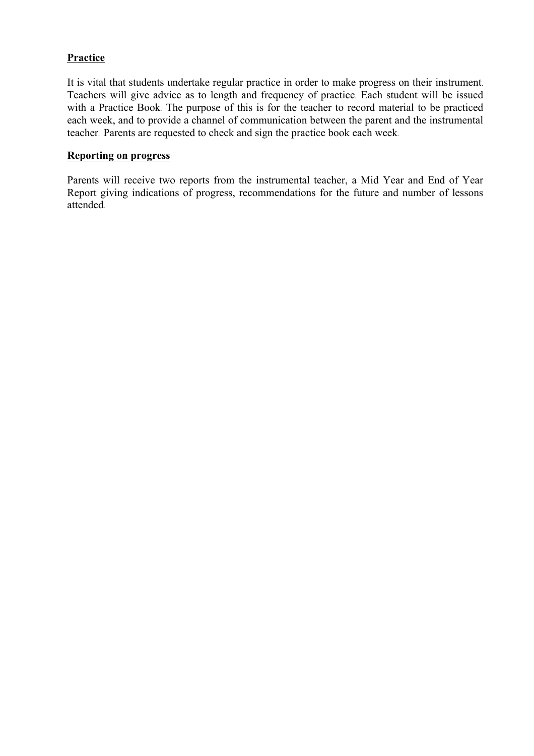**Practice**

It is vital that students undertake regular practice in order to make progress on their instrument. Teachers will give advice as to length and frequency of practice. Each student will be issued with a Practice Book. The purpose of this is for the teacher to record material to be practiced each week, and to provide a channel of communication between the parent and the instrumental teacher. Parents are requested to check and sign the practice book each week.

**Reporting on progress**

Parents will receive two reports from the instrumental teacher, a Mid Year and End of Year Report giving indications of progress, recommendations for the future and number of lessons attended.